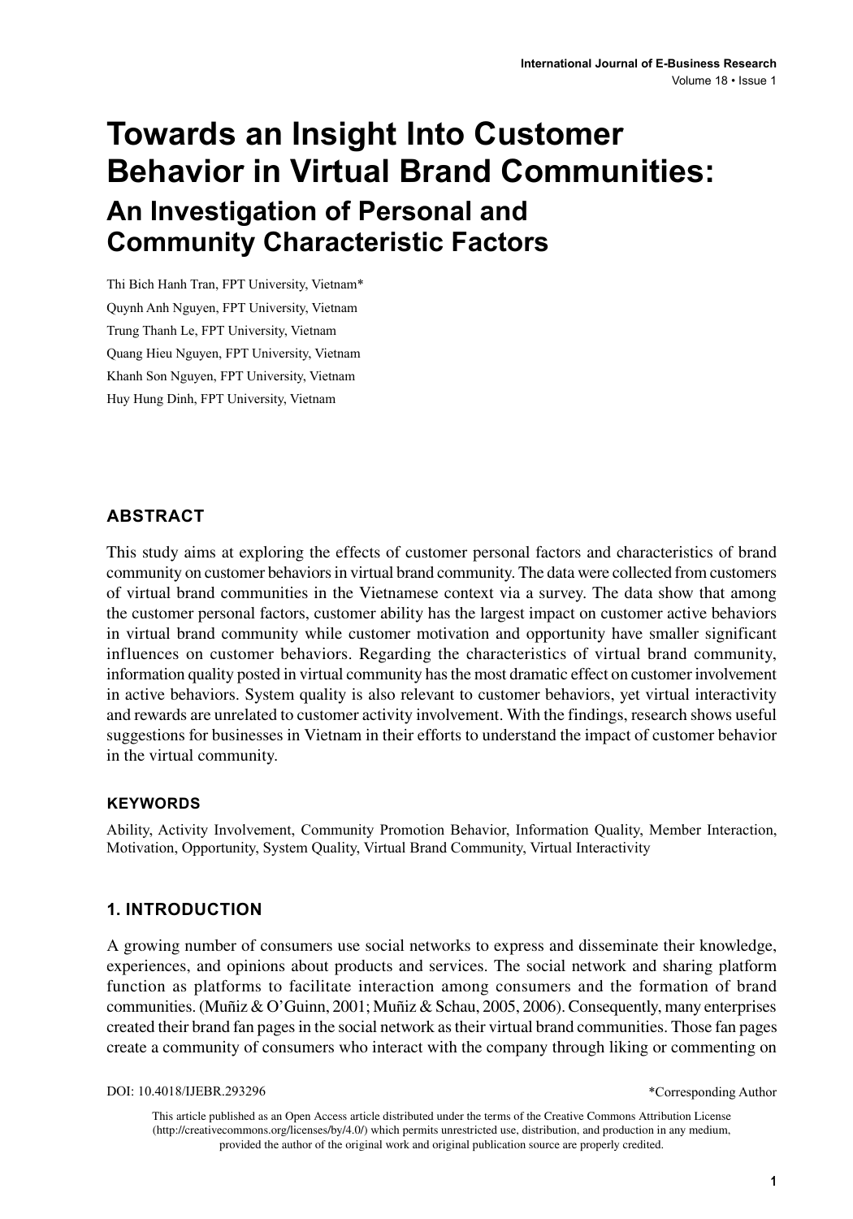# Towards an Insight Into Customer Behavior in Virtual Brand Communities:

## An Investigation of Personal and Community Characteristic Factors

Thi Bich Hanh Tran, FPT University, Vietnam*

Quynh Anh Nguyen, FPT University, Vietnam

Trung Thanh Le, FPT University, Vietnam

Quang Hieu Nguyen, FPT University, Vietnam

Khanh Son Nguyen, FPT University, Vietnam

Huy Hung Dinh, FPT University, Vietnam

## ABSTRACT

This study aims at exploring the effects of customer personal factors and characteristics of brand community on customer behaviors in virtual brand community. The data were collected from customers of virtual brand communities in the Vietnamese context via a survey. The data show that among the customer personal factors, customer ability has the largest impact on customer active behaviors in virtual brand community while customer motivation and opportunity have smaller significant influences on customer behaviors. Regarding the characteristics of virtual brand community, information quality posted in virtual community has the most dramatic effect on customer involvement in active behaviors. System quality is also relevant to customer behaviors, yet virtual interactivity and rewards are unrelated to customer activity involvement. With the findings, research shows useful suggestions for businesses in Vietnam in their efforts to understand the impact of customer behavior in the virtual community.

### KEYWORDS

Ability, Activity Involvement, Community Promotion Behavior, Information Quality, Member Interaction, Motivation, Opportunity, System Quality, Virtual Brand Community, Virtual Interactivity

## 1. INTRODUCTION

A growing number of consumers use social networks to express and disseminate their knowledge, experiences, and opinions about products and services. The social network and sharing platform function as platforms to facilitate interaction among consumers and the formation of brand communities. (Muñiz & O'Guinn, 2001; Muñiz & Schau, 2005, 2006). Consequently, many enterprises created their brand fan pages in the social network as their virtual brand communities. Those fan pages create a community of consumers who interact with the company through liking or commenting on

DOI: 10.4018/IJEBR.293296

*Corresponding Author

This article published as an Open Access article distributed under the terms of the Creative Commons Attribution License (http://creativecommons.org/licenses/by/4.0/) which permits unrestricted use, distribution, and production in any medium, provided the author of the original work and original publication source are properly credited.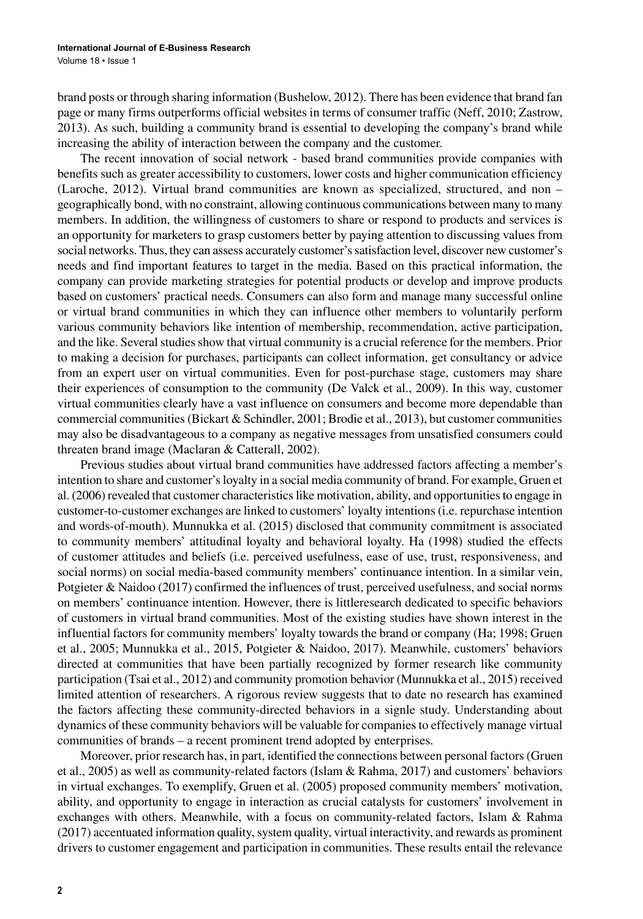brand posts or through sharing information (Bushelow, 2012). There has been evidence that brand fan page or many firms outperforms official websites in terms of consumer traffic (Neff, 2010; Zastrow, 2013). As such, building a community brand is essential to developing the company's brand while increasing the ability of interaction between the company and the customer.

The recent innovation of social network - based brand communities provide companies with benefits such as greater accessibility to customers, lower costs and higher communication efficiency (Laroche, 2012). Virtual brand communities are known as specialized, structured, and non – geographically bond, with no constraint, allowing continuous communications between many to many members. In addition, the willingness of customers to share or respond to products and services is an opportunity for marketers to grasp customers better by paying attention to discussing values from social networks. Thus, they can assess accurately customer's satisfaction level, discover new customer's needs and find important features to target in the media. Based on this practical information, the company can provide marketing strategies for potential products or develop and improve products based on customers' practical needs. Consumers can also form and manage many successful online or virtual brand communities in which they can influence other members to voluntarily perform various community behaviors like intention of membership, recommendation, active participation, and the like. Several studies show that virtual community is a crucial reference for the members. Prior to making a decision for purchases, participants can collect information, get consultancy or advice from an expert user on virtual communities. Even for post-purchase stage, customers may share their experiences of consumption to the community (De Valck et al., 2009). In this way, customer virtual communities clearly have a vast influence on consumers and become more dependable than commercial communities (Bickart & Schindler, 2001; Brodie et al., 2013), but customer communities may also be disadvantageous to a company as negative messages from unsatisfied consumers could threaten brand image (Maclaran & Catterall, 2002).

Previous studies about virtual brand communities have addressed factors affecting a member's intention to share and customer's loyalty in a social media community of brand. For example, Gruen et al. (2006) revealed that customer characteristics like motivation, ability, and opportunities to engage in customer-to-customer exchanges are linked to customers' loyalty intentions (i.e. repurchase intention and words-of-mouth). Munnukka et al. (2015) disclosed that community commitment is associated to community members' attitudinal loyalty and behavioral loyalty. Ha (1998) studied the effects of customer attitudes and beliefs (i.e. perceived usefulness, ease of use, trust, responsiveness, and social norms) on social media-based community members' continuance intention. In a similar vein, Potgieter & Naidoo (2017) confirmed the influences of trust, perceived usefulness, and social norms on members' continuance intention. However, there is littleresearch dedicated to specific behaviors of customers in virtual brand communities. Most of the existing studies have shown interest in the influential factors for community members' loyalty towards the brand or company (Ha; 1998; Gruen et al., 2005; Munnukka et al., 2015, Potgieter & Naidoo, 2017). Meanwhile, customers' behaviors directed at communities that have been partially recognized by former research like community participation (Tsai et al., 2012) and community promotion behavior (Munnukka et al., 2015) received limited attention of researchers. A rigorous review suggests that to date no research has examined the factors affecting these community-directed behaviors in a signle study. Understanding about dynamics of these community behaviors will be valuable for companies to effectively manage virtual communities of brands – a recent prominent trend adopted by enterprises.

Moreover, prior research has, in part, identified the connections between personal factors (Gruen et al., 2005) as well as community-related factors (Islam & Rahma, 2017) and customers' behaviors in virtual exchanges. To exemplify, Gruen et al. (2005) proposed community members' motivation, ability, and opportunity to engage in interaction as crucial catalysts for customers' involvement in exchanges with others. Meanwhile, with a focus on community-related factors, Islam & Rahma (2017) accentuated information quality, system quality, virtual interactivity, and rewards as prominent drivers to customer engagement and participation in communities. These results entail the relevance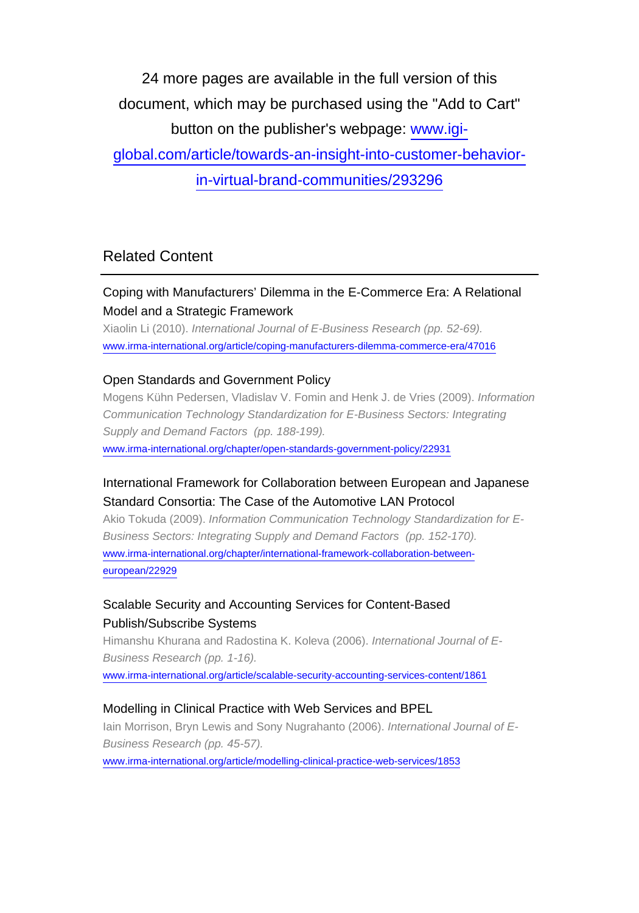24 more pages are available in the full version of this document, which may be purchased using the "Add to Cart" button on the publisher's webpage: www.igi-global.com/article/towards-an-insight-into-customer-behavior-in-virtual-brand-communities/293296

## Related Content

### Coping with Manufacturers' Dilemma in the E-Commerce Era: A Relational Model and a Strategic Framework

Xiaolin Li (2010). *International Journal of E-Business Research (pp. 52-69).*

www.irma-international.org/article/coping-manufacturers-dilemma-commerce-era/47016

### Open Standards and Government Policy

Mogens Kühn Pedersen, Vladislav V. Fomin and Henk J. de Vries (2009). *Information Communication Technology Standardization for E-Business Sectors: Integrating Supply and Demand Factors (pp. 188-199).*

www.irma-international.org/chapter/open-standards-government-policy/22931

### International Framework for Collaboration between European and Japanese Standard Consortia: The Case of the Automotive LAN Protocol

Akio Tokuda (2009). *Information Communication Technology Standardization for E-Business Sectors: Integrating Supply and Demand Factors (pp. 152-170).*

www.irma-international.org/chapter/international-framework-collaboration-between-european/22929

### Scalable Security and Accounting Services for Content-Based Publish/Subscribe Systems

Himanshu Khurana and Radostina K. Koleva (2006). *International Journal of E-Business Research (pp. 1-16).*

www.irma-international.org/article/scalable-security-accounting-services-content/1861

### Modelling in Clinical Practice with Web Services and BPEL

Iain Morrison, Bryn Lewis and Sony Nugrahanto (2006). *International Journal of E-Business Research (pp. 45-57).*

www.irma-international.org/article/modelling-clinical-practice-web-services/1853